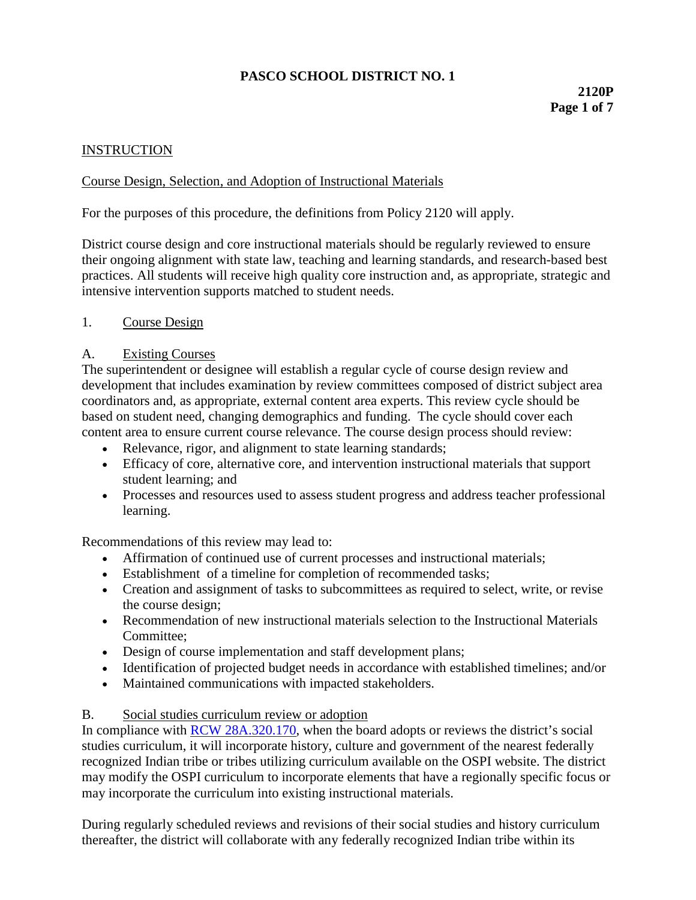# PASCO SCHOOL DISTRICT NO. 1

**2120P**

## INSTRUCTION

### Course Design, Selection, and Adoption of Instructional Materials

For the purposes of this procedure, the definitions from Policy 2120 will apply.

District course design and core instructional materials should be regularly reviewed to ensure their ongoing alignment with state law, teaching and learning standards, and research-based best practices. All students will receive high quality core instruction and, as appropriate, strategic and intensive intervention supports matched to student needs.

1. Course Design

A. Existing Courses

The superintendent or designee will establish a regular cycle of course design review and development that includes examination by review committees composed of district subject area coordinators and, as appropriate, external content area experts. This review cycle should be based on student need, changing demographics and funding. The cycle should cover each content area to ensure current course relevance. The course design process should review:

- Relevance, rigor, and alignment to state learning standards;
- Efficacy of core, alternative core, and intervention instructional materials that support student learning; and
- Processes and resources used to assess student progress and address teacher professional learning.

Recommendations of this review may lead to:

- Affirmation of continued use of current processes and instructional materials;
- Establishment of a timeline for completion of recommended tasks;
- Creation and assignment of tasks to subcommittees as required to select, write, or revise the course design;
- Recommendation of new instructional materials selection to the Instructional Materials Committee;
- Design of course implementation and staff development plans;
- Identification of projected budget needs in accordance with established timelines; and/or
- Maintained communications with impacted stakeholders.

B. Social studies curriculum review or adoption

In compliance with [RCW 28A.320.170](), when the board adopts or reviews the district's social studies curriculum, it will incorporate history, culture and government of the nearest federally recognized Indian tribe or tribes utilizing curriculum available on the OSPI website. The district may modify the OSPI curriculum to incorporate elements that have a regionally specific focus or may incorporate the curriculum into existing instructional materials.

During regularly scheduled reviews and revisions of their social studies and history curriculum thereafter, the district will collaborate with any federally recognized Indian tribe within its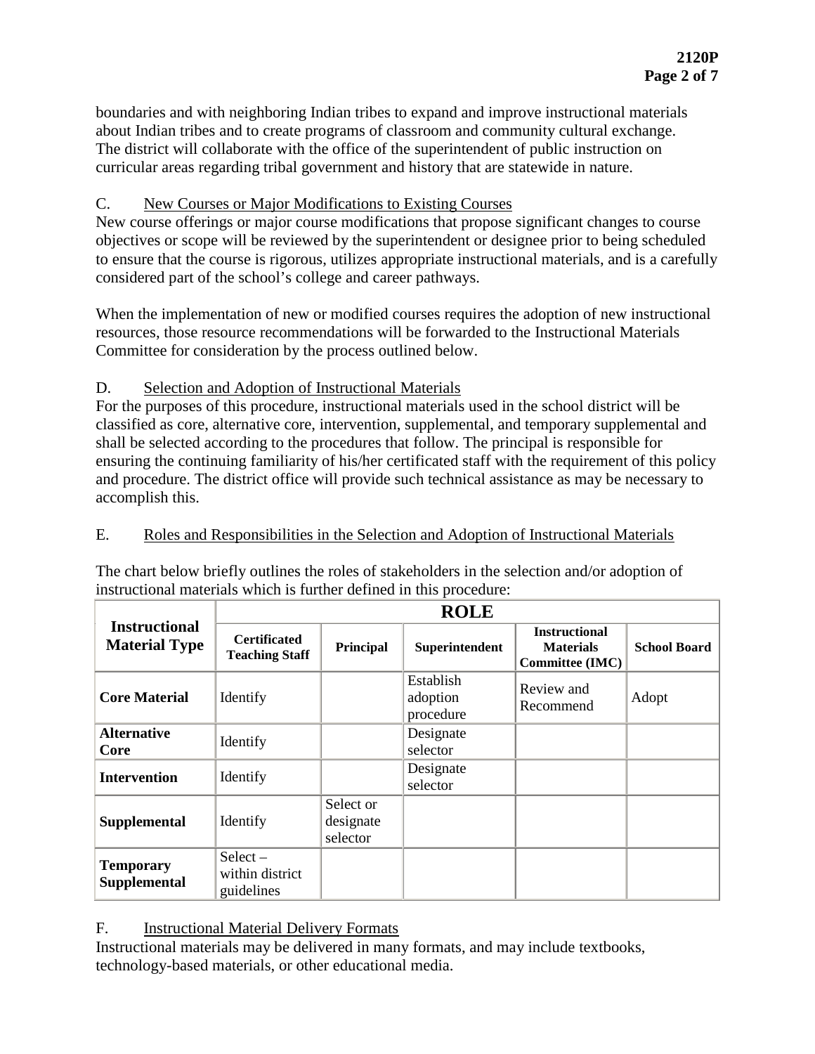boundaries and with neighboring Indian tribes to expand and improve instructional materials about Indian tribes and to create programs of classroom and community cultural exchange. The district will collaborate with the office of the superintendent of public instruction on curricular areas regarding tribal government and history that are statewide in nature.

C. New Courses or Major Modifications to Existing Courses

New course offerings or major course modifications that propose significant changes to course objectives or scope will be reviewed by the superintendent or designee prior to being scheduled to ensure that the course is rigorous, utilizes appropriate instructional materials, and is a carefully considered part of the school's college and career pathways.

When the implementation of new or modified courses requires the adoption of new instructional resources, those resource recommendations will be forwarded to the Instructional Materials Committee for consideration by the process outlined below.

D. Selection and Adoption of Instructional Materials

For the purposes of this procedure, instructional materials used in the school district will be classified as core, alternative core, intervention, supplemental, and temporary supplemental and shall be selected according to the procedures that follow. The principal is responsible for ensuring the continuing familiarity of his/her certificated staff with the requirement of this policy and procedure. The district office will provide such technical assistance as may be necessary to accomplish this.

E. Roles and Responsibilities in the Selection and Adoption of Instructional Materials

The chart below briefly outlines the roles of stakeholders in the selection and/or adoption of instructional materials which is further defined in this procedure:

| **Instructional Material Type** | **ROLE** | | | | |
|---|---|---|---|---|---|
| | **Certificated Teaching Staff** | **Principal** | **Superintendent** | **Instructional Materials Committee (IMC)** | **School Board** |
| **Core Material** | Identify | | Establish adoption procedure | Review and Recommend | Adopt |
| **Alternative Core** | Identify | | Designate selector | | |
| **Intervention** | Identify | | Designate selector | | |
| **Supplemental** | Identify | Select or designate selector | | | |
| **Temporary Supplemental** | Select – within district guidelines | | | | |

F. Instructional Material Delivery Formats

Instructional materials may be delivered in many formats, and may include textbooks, technology-based materials, or other educational media.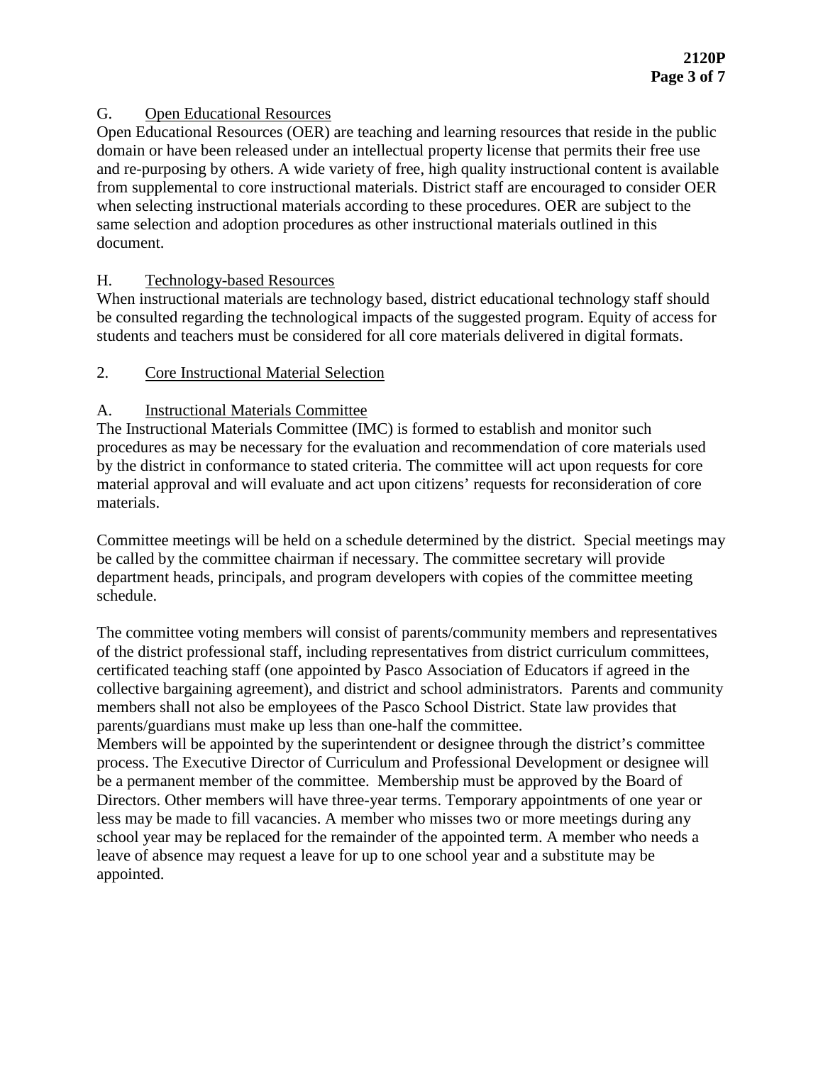### G. Open Educational Resources

Open Educational Resources (OER) are teaching and learning resources that reside in the public domain or have been released under an intellectual property license that permits their free use and re-purposing by others. A wide variety of free, high quality instructional content is available from supplemental to core instructional materials. District staff are encouraged to consider OER when selecting instructional materials according to these procedures. OER are subject to the same selection and adoption procedures as other instructional materials outlined in this document.

### H. Technology-based Resources

When instructional materials are technology based, district educational technology staff should be consulted regarding the technological impacts of the suggested program. Equity of access for students and teachers must be considered for all core materials delivered in digital formats.

## 2. Core Instructional Material Selection

### A. Instructional Materials Committee

The Instructional Materials Committee (IMC) is formed to establish and monitor such procedures as may be necessary for the evaluation and recommendation of core materials used by the district in conformance to stated criteria. The committee will act upon requests for core material approval and will evaluate and act upon citizens' requests for reconsideration of core materials.

Committee meetings will be held on a schedule determined by the district. Special meetings may be called by the committee chairman if necessary. The committee secretary will provide department heads, principals, and program developers with copies of the committee meeting schedule.

The committee voting members will consist of parents/community members and representatives of the district professional staff, including representatives from district curriculum committees, certificated teaching staff (one appointed by Pasco Association of Educators if agreed in the collective bargaining agreement), and district and school administrators. Parents and community members shall not also be employees of the Pasco School District. State law provides that parents/guardians must make up less than one-half the committee.

Members will be appointed by the superintendent or designee through the district's committee process. The Executive Director of Curriculum and Professional Development or designee will be a permanent member of the committee. Membership must be approved by the Board of Directors. Other members will have three-year terms. Temporary appointments of one year or less may be made to fill vacancies. A member who misses two or more meetings during any school year may be replaced for the remainder of the appointed term. A member who needs a leave of absence may request a leave for up to one school year and a substitute may be appointed.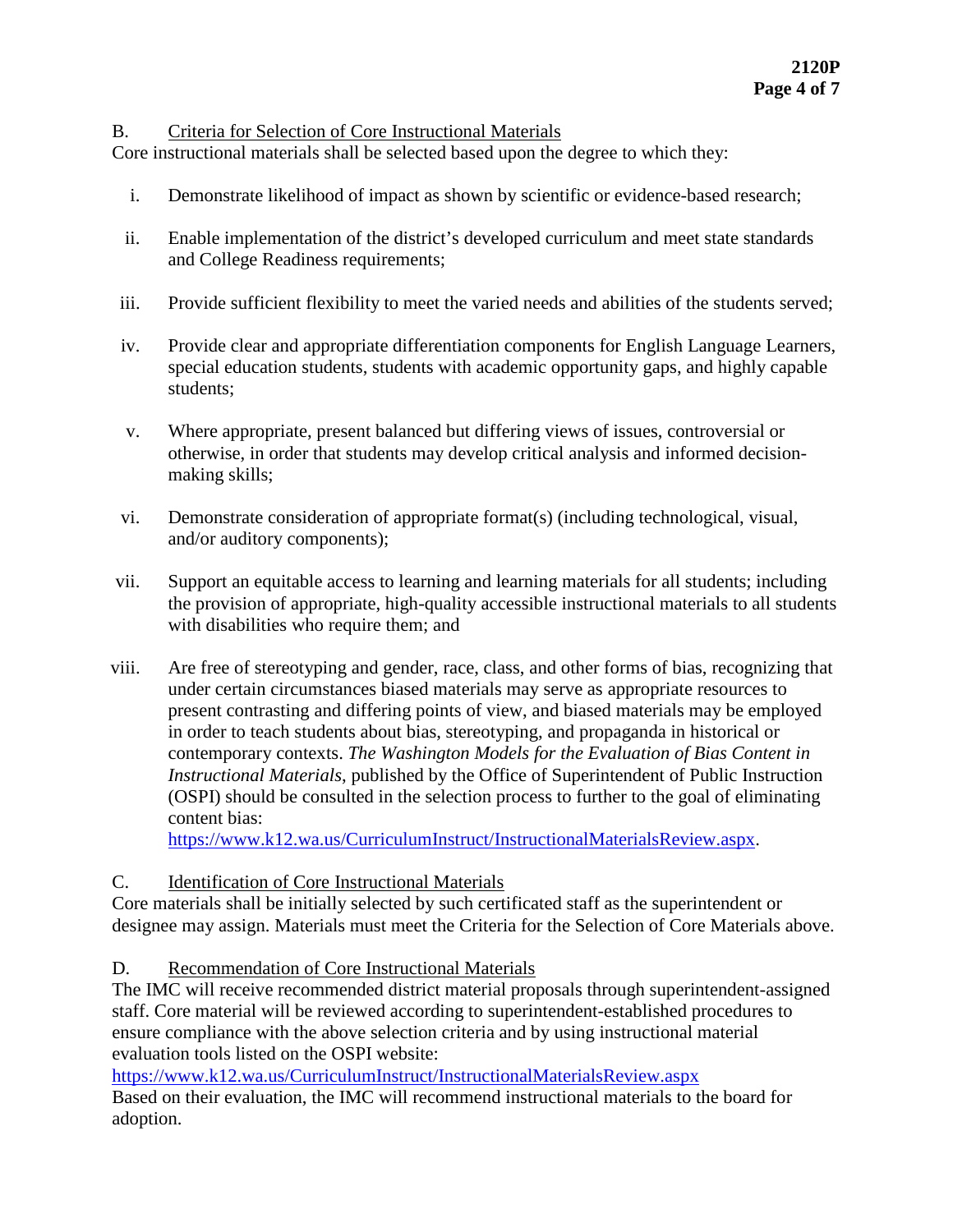B. <u>Criteria for Selection of Core Instructional Materials</u>

Core instructional materials shall be selected based upon the degree to which they:

i. Demonstrate likelihood of impact as shown by scientific or evidence-based research;

ii. Enable implementation of the district's developed curriculum and meet state standards and College Readiness requirements;

iii. Provide sufficient flexibility to meet the varied needs and abilities of the students served;

iv. Provide clear and appropriate differentiation components for English Language Learners, special education students, students with academic opportunity gaps, and highly capable students;

v. Where appropriate, present balanced but differing views of issues, controversial or otherwise, in order that students may develop critical analysis and informed decision-making skills;

vi. Demonstrate consideration of appropriate format(s) (including technological, visual, and/or auditory components);

vii. Support an equitable access to learning and learning materials for all students; including the provision of appropriate, high-quality accessible instructional materials to all students with disabilities who require them; and

viii. Are free of stereotyping and gender, race, class, and other forms of bias, recognizing that under certain circumstances biased materials may serve as appropriate resources to present contrasting and differing points of view, and biased materials may be employed in order to teach students about bias, stereotyping, and propaganda in historical or contemporary contexts. *The Washington Models for the Evaluation of Bias Content in Instructional Materials*, published by the Office of Superintendent of Public Instruction (OSPI) should be consulted in the selection process to further to the goal of eliminating content bias: https://www.k12.wa.us/CurriculumInstruct/InstructionalMaterialsReview.aspx.

C. <u>Identification of Core Instructional Materials</u>

Core materials shall be initially selected by such certificated staff as the superintendent or designee may assign. Materials must meet the Criteria for the Selection of Core Materials above.

D. <u>Recommendation of Core Instructional Materials</u>

The IMC will receive recommended district material proposals through superintendent-assigned staff. Core material will be reviewed according to superintendent-established procedures to ensure compliance with the above selection criteria and by using instructional material evaluation tools listed on the OSPI website: https://www.k12.wa.us/CurriculumInstruct/InstructionalMaterialsReview.aspx
Based on their evaluation, the IMC will recommend instructional materials to the board for adoption.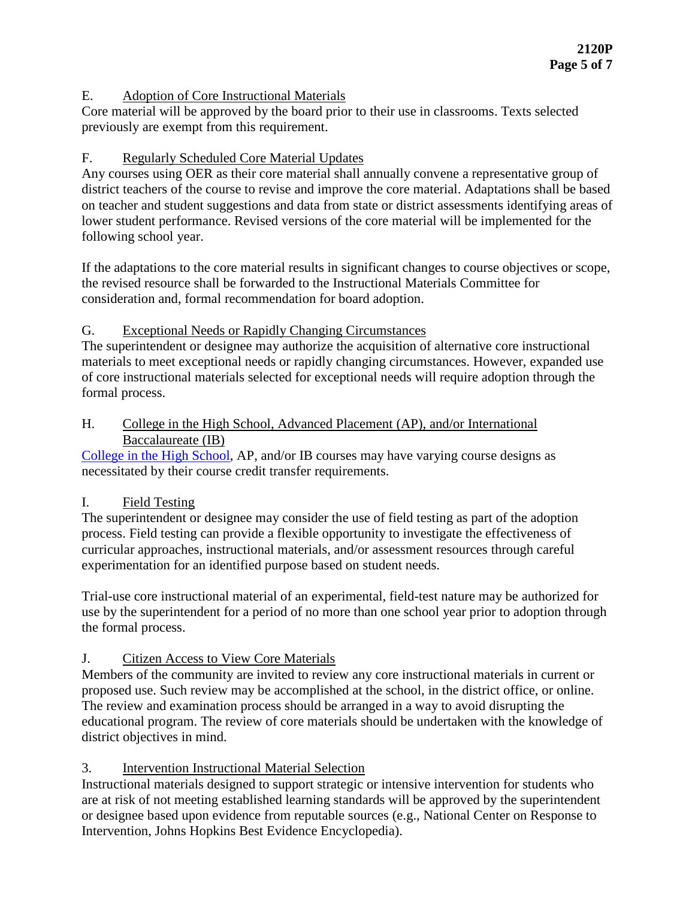E. <u>Adoption of Core Instructional Materials</u>
Core material will be approved by the board prior to their use in classrooms. Texts selected previously are exempt from this requirement.

F. <u>Regularly Scheduled Core Material Updates</u>
Any courses using OER as their core material shall annually convene a representative group of district teachers of the course to revise and improve the core material. Adaptations shall be based on teacher and student suggestions and data from state or district assessments identifying areas of lower student performance. Revised versions of the core material will be implemented for the following school year.

If the adaptations to the core material results in significant changes to course objectives or scope, the revised resource shall be forwarded to the Instructional Materials Committee for consideration and, formal recommendation for board adoption.

G. <u>Exceptional Needs or Rapidly Changing Circumstances</u>
The superintendent or designee may authorize the acquisition of alternative core instructional materials to meet exceptional needs or rapidly changing circumstances. However, expanded use of core instructional materials selected for exceptional needs will require adoption through the formal process.

H. <u>College in the High School, Advanced Placement (AP), and/or International Baccalaureate (IB)</u>
College in the High School, AP, and/or IB courses may have varying course designs as necessitated by their course credit transfer requirements.

I. <u>Field Testing</u>
The superintendent or designee may consider the use of field testing as part of the adoption process. Field testing can provide a flexible opportunity to investigate the effectiveness of curricular approaches, instructional materials, and/or assessment resources through careful experimentation for an identified purpose based on student needs.

Trial-use core instructional material of an experimental, field-test nature may be authorized for use by the superintendent for a period of no more than one school year prior to adoption through the formal process.

J. <u>Citizen Access to View Core Materials</u>
Members of the community are invited to review any core instructional materials in current or proposed use. Such review may be accomplished at the school, in the district office, or online. The review and examination process should be arranged in a way to avoid disrupting the educational program. The review of core materials should be undertaken with the knowledge of district objectives in mind.

3. <u>Intervention Instructional Material Selection</u>
Instructional materials designed to support strategic or intensive intervention for students who are at risk of not meeting established learning standards will be approved by the superintendent or designee based upon evidence from reputable sources (e.g., National Center on Response to Intervention, Johns Hopkins Best Evidence Encyclopedia).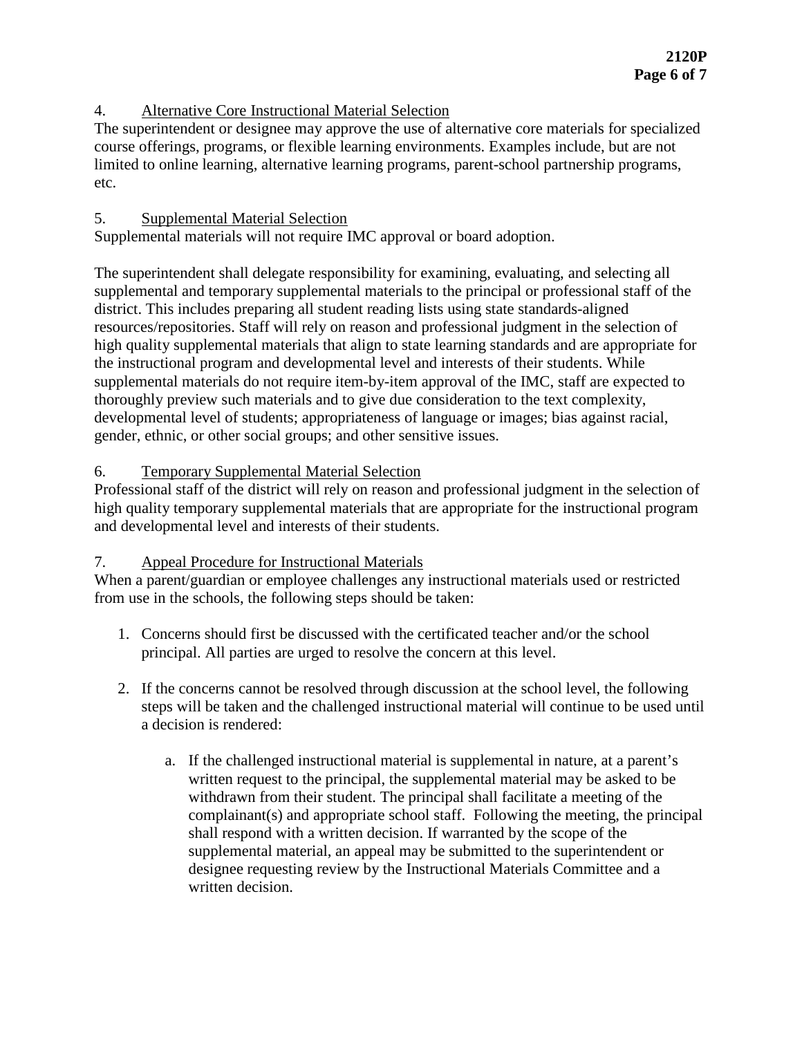4. <u>Alternative Core Instructional Material Selection</u>

The superintendent or designee may approve the use of alternative core materials for specialized course offerings, programs, or flexible learning environments. Examples include, but are not limited to online learning, alternative learning programs, parent-school partnership programs, etc.

5. <u>Supplemental Material Selection</u>

Supplemental materials will not require IMC approval or board adoption.

The superintendent shall delegate responsibility for examining, evaluating, and selecting all supplemental and temporary supplemental materials to the principal or professional staff of the district. This includes preparing all student reading lists using state standards-aligned resources/repositories. Staff will rely on reason and professional judgment in the selection of high quality supplemental materials that align to state learning standards and are appropriate for the instructional program and developmental level and interests of their students. While supplemental materials do not require item-by-item approval of the IMC, staff are expected to thoroughly preview such materials and to give due consideration to the text complexity, developmental level of students; appropriateness of language or images; bias against racial, gender, ethnic, or other social groups; and other sensitive issues.

6. <u>Temporary Supplemental Material Selection</u>

Professional staff of the district will rely on reason and professional judgment in the selection of high quality temporary supplemental materials that are appropriate for the instructional program and developmental level and interests of their students.

7. <u>Appeal Procedure for Instructional Materials</u>

When a parent/guardian or employee challenges any instructional materials used or restricted from use in the schools, the following steps should be taken:

1. Concerns should first be discussed with the certificated teacher and/or the school principal. All parties are urged to resolve the concern at this level.

2. If the concerns cannot be resolved through discussion at the school level, the following steps will be taken and the challenged instructional material will continue to be used until a decision is rendered:

    a. If the challenged instructional material is supplemental in nature, at a parent's written request to the principal, the supplemental material may be asked to be withdrawn from their student. The principal shall facilitate a meeting of the complainant(s) and appropriate school staff. Following the meeting, the principal shall respond with a written decision. If warranted by the scope of the supplemental material, an appeal may be submitted to the superintendent or designee requesting review by the Instructional Materials Committee and a written decision.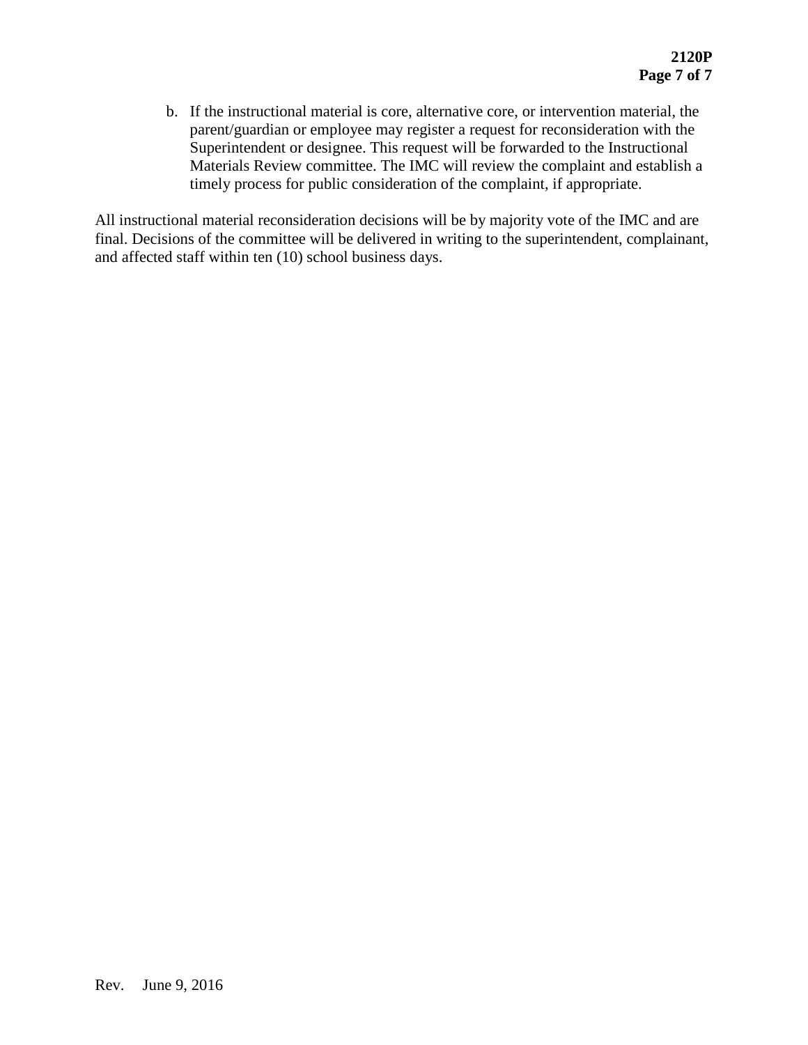b. If the instructional material is core, alternative core, or intervention material, the parent/guardian or employee may register a request for reconsideration with the Superintendent or designee. This request will be forwarded to the Instructional Materials Review committee. The IMC will review the complaint and establish a timely process for public consideration of the complaint, if appropriate.

All instructional material reconsideration decisions will be by majority vote of the IMC and are final. Decisions of the committee will be delivered in writing to the superintendent, complainant, and affected staff within ten (10) school business days.

Rev. June 9, 2016